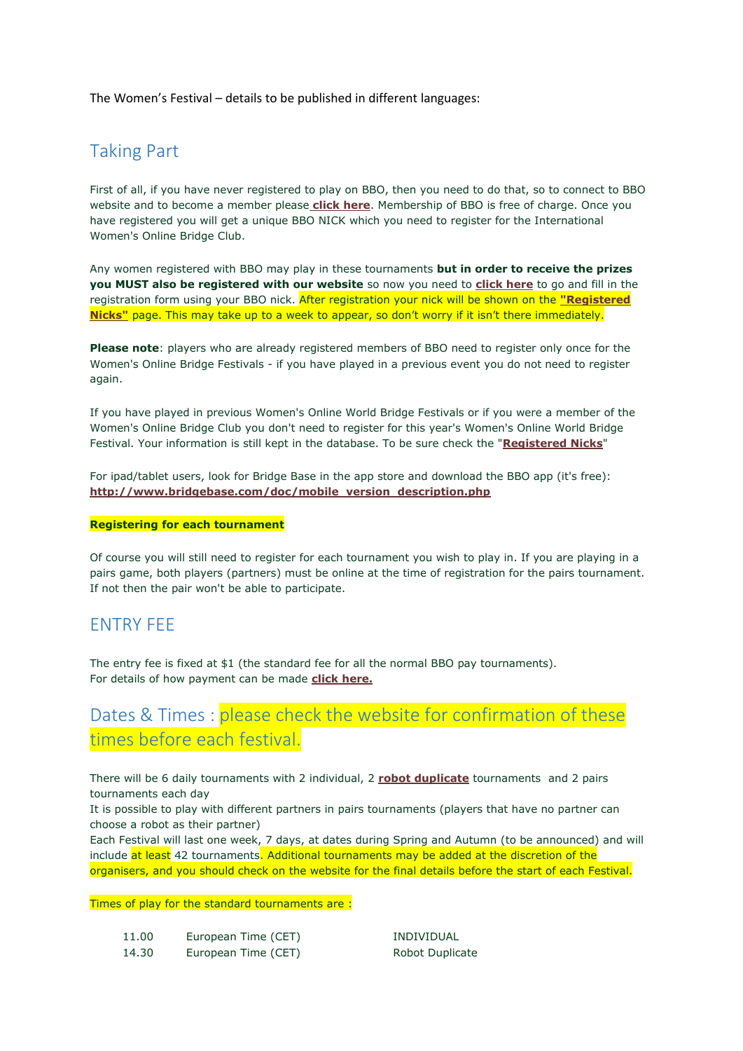The Women's Festival – details to be published in different languages:

## Taking Part

First of all, if you have never registered to play on BBO, then you need to do that, so to connect to BBO website and to become a member please **click here**. Membership of BBO is free of charge. Once you have registered you will get a unique BBO NICK which you need to register for the International Women's Online Bridge Club.

Any women registered with BBO may play in these tournaments **but in order to receive the prizes you MUST also be registered with our website** so now you need to **click here** to go and fill in the registration form using your BBO nick. After registration your nick will be shown on the **"Registered Nicks"** page. This may take up to a week to appear, so don't worry if it isn't there immediately.

**Please note**: players who are already registered members of BBO need to register only once for the Women's Online Bridge Festivals - if you have played in a previous event you do not need to register again.

If you have played in previous Women's Online World Bridge Festivals or if you were a member of the Women's Online Bridge Club you don't need to register for this year's Women's Online World Bridge Festival. Your information is still kept in the database. To be sure check the "**Registered Nicks**"

For ipad/tablet users, look for Bridge Base in the app store and download the BBO app (it's free): **http://www.bridgebase.com/doc/mobile_version_description.php**

**Registering for each tournament**

Of course you will still need to register for each tournament you wish to play in. If you are playing in a pairs game, both players (partners) must be online at the time of registration for the pairs tournament. If not then the pair won't be able to participate.

## ENTRY FEE

The entry fee is fixed at $1 (the standard fee for all the normal BBO pay tournaments).
For details of how payment can be made **click here.**

## Dates & Times : please check the website for confirmation of these times before each festival.

There will be 6 daily tournaments with 2 individual, 2 **robot duplicate** tournaments and 2 pairs tournaments each day
It is possible to play with different partners in pairs tournaments (players that have no partner can choose a robot as their partner)
Each Festival will last one week, 7 days, at dates during Spring and Autumn (to be announced) and will include at least 42 tournaments. Additional tournaments may be added at the discretion of the organisers, and you should check on the website for the final details before the start of each Festival.

Times of play for the standard tournaments are :

| | | |
|---|---|---|
| 11.00 | European Time (CET) | INDIVIDUAL |
| 14.30 | European Time (CET) | Robot Duplicate |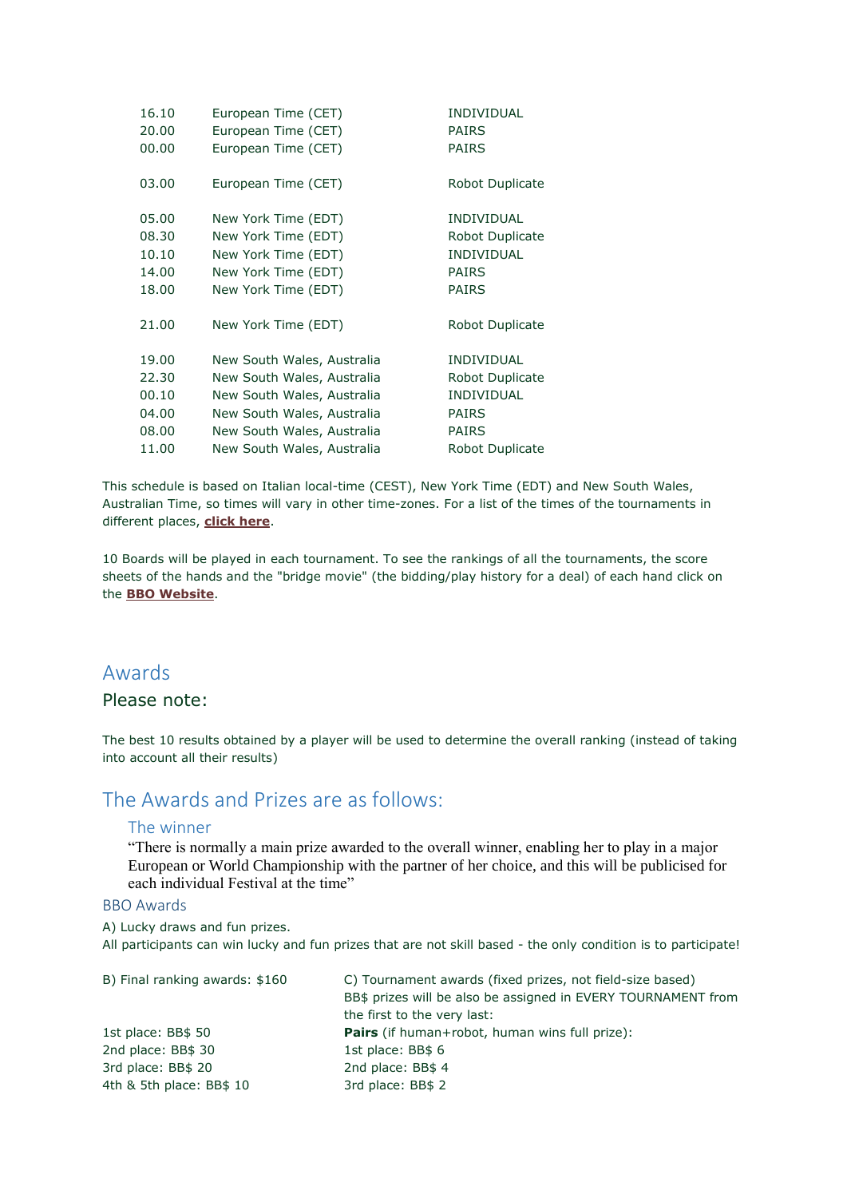| | | |
|---|---|---|
| 16.10 | European Time (CET) | INDIVIDUAL |
| 20.00 | European Time (CET) | PAIRS |
| 00.00 | European Time (CET) | PAIRS |
| 03.00 | European Time (CET) | Robot Duplicate |
| 05.00 | New York Time (EDT) | INDIVIDUAL |
| 08.30 | New York Time (EDT) | Robot Duplicate |
| 10.10 | New York Time (EDT) | INDIVIDUAL |
| 14.00 | New York Time (EDT) | PAIRS |
| 18.00 | New York Time (EDT) | PAIRS |
| 21.00 | New York Time (EDT) | Robot Duplicate |
| 19.00 | New South Wales, Australia | INDIVIDUAL |
| 22.30 | New South Wales, Australia | Robot Duplicate |
| 00.10 | New South Wales, Australia | INDIVIDUAL |
| 04.00 | New South Wales, Australia | PAIRS |
| 08.00 | New South Wales, Australia | PAIRS |
| 11.00 | New South Wales, Australia | Robot Duplicate |

This schedule is based on Italian local-time (CEST), New York Time (EDT) and New South Wales, Australian Time, so times will vary in other time-zones. For a list of the times of the tournaments in different places, **click here**.

10 Boards will be played in each tournament. To see the rankings of all the tournaments, the score sheets of the hands and the "bridge movie" (the bidding/play history for a deal) of each hand click on the **BBO Website**.

## Awards

### Please note:

The best 10 results obtained by a player will be used to determine the overall ranking (instead of taking into account all their results)

## The Awards and Prizes are as follows:

### The winner

"There is normally a main prize awarded to the overall winner, enabling her to play in a major European or World Championship with the partner of her choice, and this will be publicised for each individual Festival at the time"

### BBO Awards

A) Lucky draws and fun prizes.
All participants can win lucky and fun prizes that are not skill based - the only condition is to participate!

B) Final ranking awards: $160

1st place: BB$ 50
2nd place: BB$ 30
3rd place: BB$ 20
4th & 5th place: BB$ 10

C) Tournament awards (fixed prizes, not field-size based)
BB$ prizes will be also be assigned in EVERY TOURNAMENT from the first to the very last:

**Pairs** (if human+robot, human wins full prize):
1st place: BB$ 6
2nd place: BB$ 4
3rd place: BB$ 2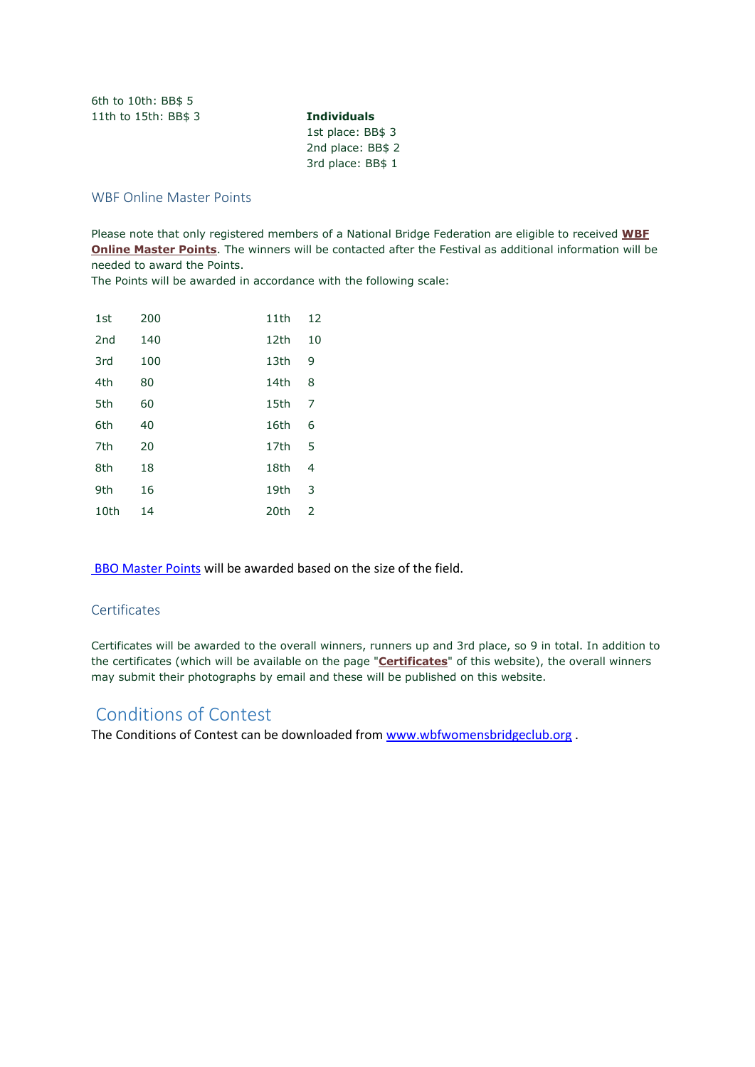6th to 10th: BB$ 5
11th to 15th: BB$ 3

**Individuals**
1st place: BB$ 3
2nd place: BB$ 2
3rd place: BB$ 1

## WBF Online Master Points

Please note that only registered members of a National Bridge Federation are eligible to received **WBF Online Master Points**. The winners will be contacted after the Festival as additional information will be needed to award the Points.
The Points will be awarded in accordance with the following scale:

| | | | |
|---|---|---|---|
| 1st | 200 | 11th | 12 |
| 2nd | 140 | 12th | 10 |
| 3rd | 100 | 13th | 9 |
| 4th | 80 | 14th | 8 |
| 5th | 60 | 15th | 7 |
| 6th | 40 | 16th | 6 |
| 7th | 20 | 17th | 5 |
| 8th | 18 | 18th | 4 |
| 9th | 16 | 19th | 3 |
| 10th | 14 | 20th | 2 |

BBO Master Points will be awarded based on the size of the field.

## Certificates

Certificates will be awarded to the overall winners, runners up and 3rd place, so 9 in total. In addition to the certificates (which will be available on the page "**Certificates**" of this website), the overall winners may submit their photographs by email and these will be published on this website.

# Conditions of Contest

The Conditions of Contest can be downloaded from www.wbfwomensbridgeclub.org .